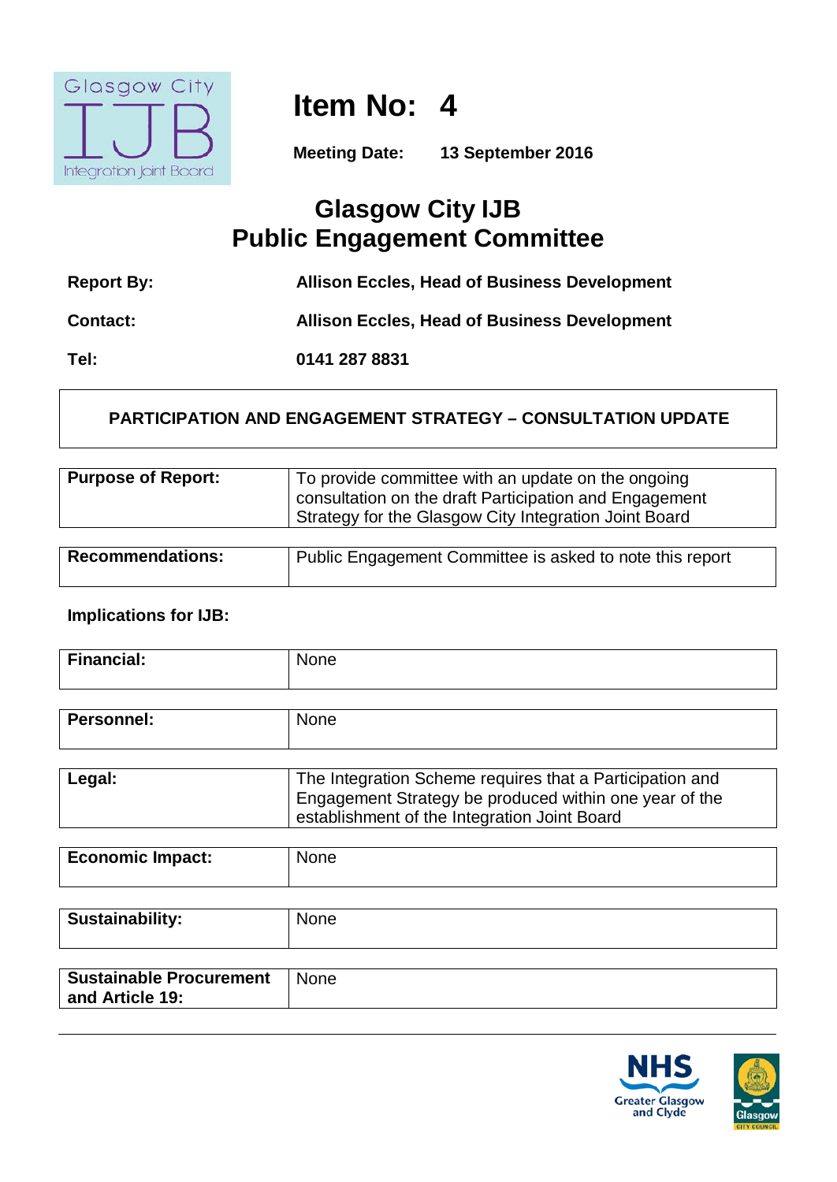# Item No: 4

**Meeting Date:** **13 September 2016**

## Glasgow City IJB
## Public Engagement Committee

| | |
|---|---|
| **Report By:** | **Allison Eccles, Head of Business Development** |
| **Contact:** | **Allison Eccles, Head of Business Development** |
| **Tel:** | **0141 287 8831** |

**PARTICIPATION AND ENGAGEMENT STRATEGY – CONSULTATION UPDATE**

| | |
|---|---|
| **Purpose of Report:** | To provide committee with an update on the ongoing consultation on the draft Participation and Engagement Strategy for the Glasgow City Integration Joint Board |

| | |
|---|---|
| **Recommendations:** | Public Engagement Committee is asked to note this report |

**Implications for IJB:**

| | |
|---|---|
| **Financial:** | None |

| | |
|---|---|
| **Personnel:** | None |

| | |
|---|---|
| **Legal:** | The Integration Scheme requires that a Participation and Engagement Strategy be produced within one year of the establishment of the Integration Joint Board |

| | |
|---|---|
| **Economic Impact:** | None |

| | |
|---|---|
| **Sustainability:** | None |

| | |
|---|---|
| **Sustainable Procurement and Article 19:** | None |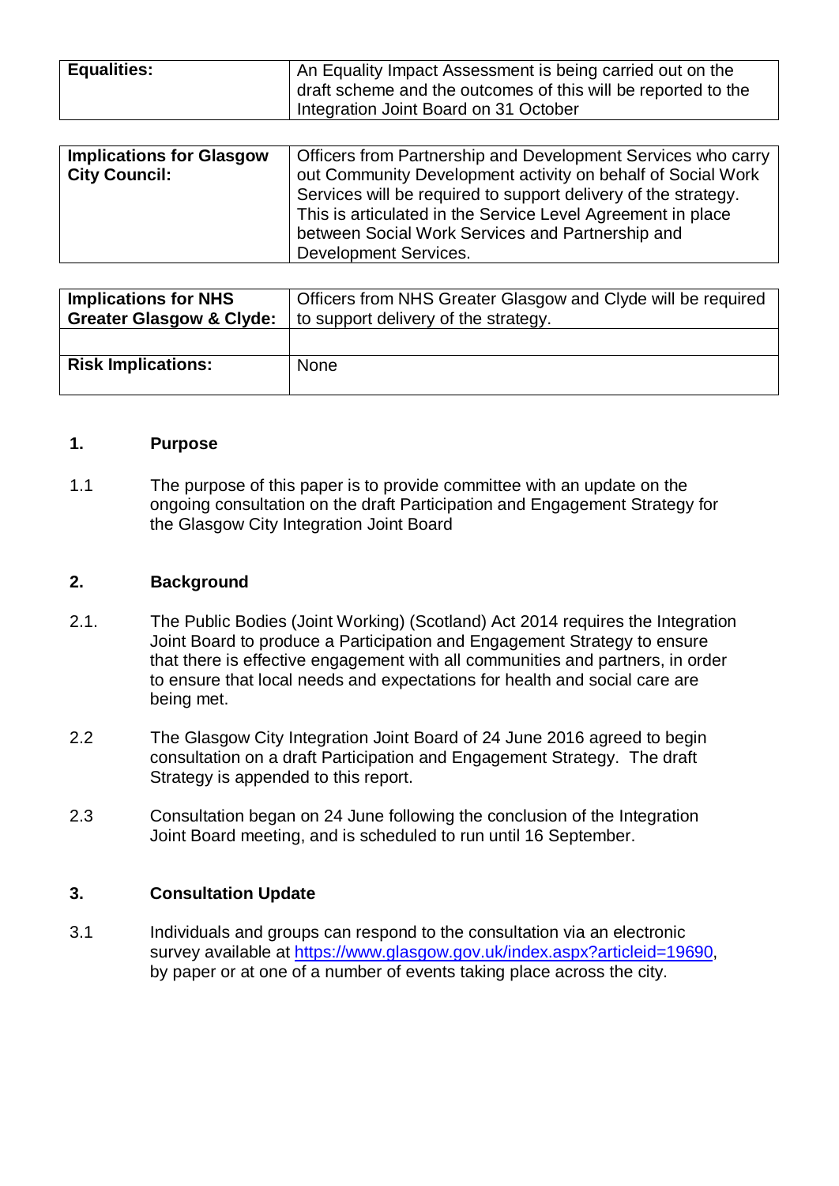| Equalities: | An Equality Impact Assessment is being carried out on the draft scheme and the outcomes of this will be reported to the Integration Joint Board on 31 October |
|---|---|

| Implications for Glasgow City Council: | Officers from Partnership and Development Services who carry out Community Development activity on behalf of Social Work Services will be required to support delivery of the strategy. This is articulated in the Service Level Agreement in place between Social Work Services and Partnership and Development Services. |
|---|---|

| Implications for NHS Greater Glasgow & Clyde: | Officers from NHS Greater Glasgow and Clyde will be required to support delivery of the strategy. |
|---|---|
| | |
| Risk Implications: | None |

## 1. Purpose

1.1 The purpose of this paper is to provide committee with an update on the ongoing consultation on the draft Participation and Engagement Strategy for the Glasgow City Integration Joint Board

## 2. Background

2.1. The Public Bodies (Joint Working) (Scotland) Act 2014 requires the Integration Joint Board to produce a Participation and Engagement Strategy to ensure that there is effective engagement with all communities and partners, in order to ensure that local needs and expectations for health and social care are being met.

2.2 The Glasgow City Integration Joint Board of 24 June 2016 agreed to begin consultation on a draft Participation and Engagement Strategy. The draft Strategy is appended to this report.

2.3 Consultation began on 24 June following the conclusion of the Integration Joint Board meeting, and is scheduled to run until 16 September.

## 3. Consultation Update

3.1 Individuals and groups can respond to the consultation via an electronic survey available at https://www.glasgow.gov.uk/index.aspx?articleid=19690, by paper or at one of a number of events taking place across the city.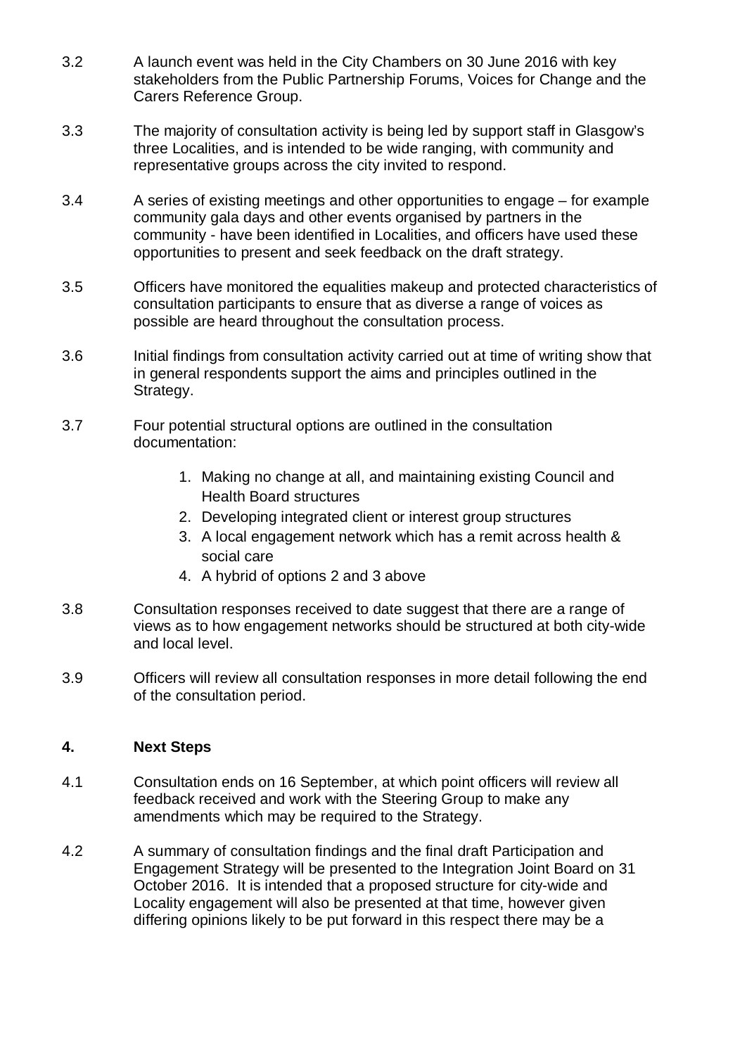3.2 A launch event was held in the City Chambers on 30 June 2016 with key stakeholders from the Public Partnership Forums, Voices for Change and the Carers Reference Group.

3.3 The majority of consultation activity is being led by support staff in Glasgow's three Localities, and is intended to be wide ranging, with community and representative groups across the city invited to respond.

3.4 A series of existing meetings and other opportunities to engage – for example community gala days and other events organised by partners in the community - have been identified in Localities, and officers have used these opportunities to present and seek feedback on the draft strategy.

3.5 Officers have monitored the equalities makeup and protected characteristics of consultation participants to ensure that as diverse a range of voices as possible are heard throughout the consultation process.

3.6 Initial findings from consultation activity carried out at time of writing show that in general respondents support the aims and principles outlined in the Strategy.

3.7 Four potential structural options are outlined in the consultation documentation:

1. Making no change at all, and maintaining existing Council and Health Board structures
2. Developing integrated client or interest group structures
3. A local engagement network which has a remit across health & social care
4. A hybrid of options 2 and 3 above

3.8 Consultation responses received to date suggest that there are a range of views as to how engagement networks should be structured at both city-wide and local level.

3.9 Officers will review all consultation responses in more detail following the end of the consultation period.

## 4. Next Steps

4.1 Consultation ends on 16 September, at which point officers will review all feedback received and work with the Steering Group to make any amendments which may be required to the Strategy.

4.2 A summary of consultation findings and the final draft Participation and Engagement Strategy will be presented to the Integration Joint Board on 31 October 2016. It is intended that a proposed structure for city-wide and Locality engagement will also be presented at that time, however given differing opinions likely to be put forward in this respect there may be a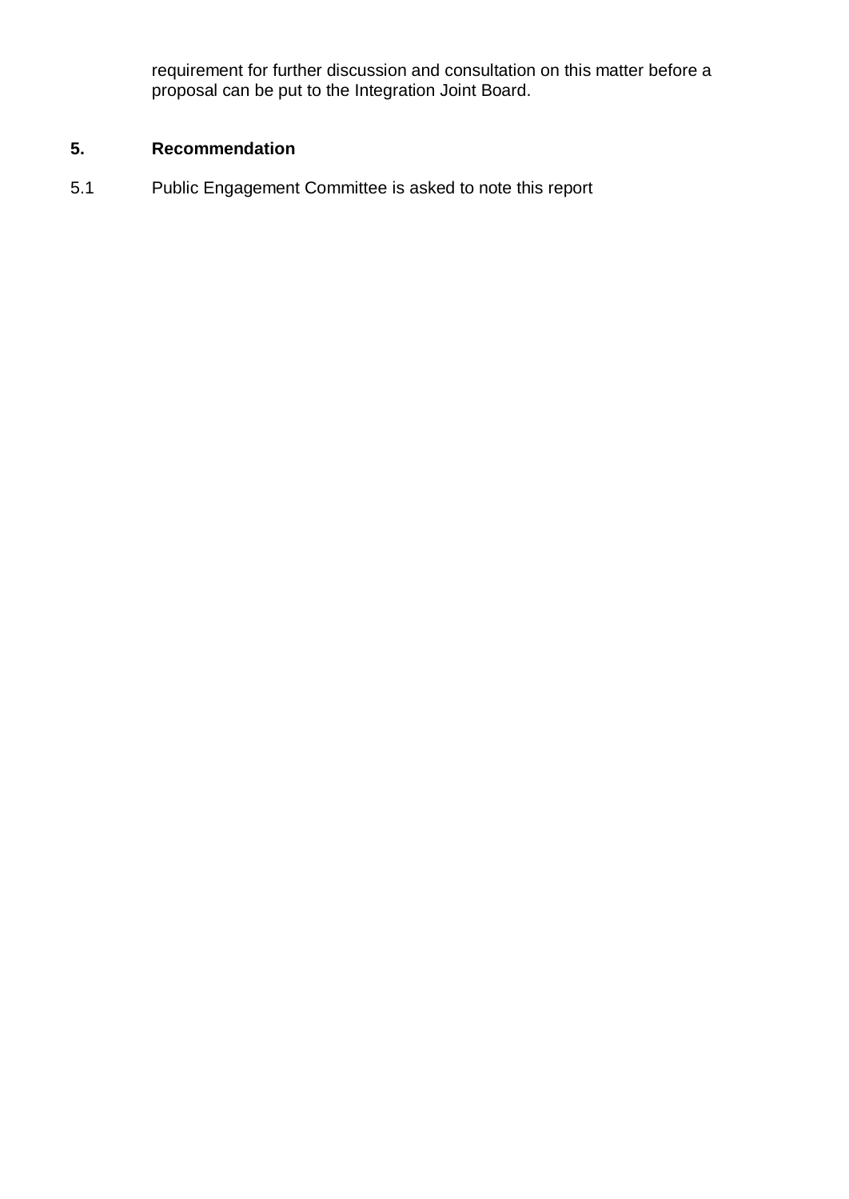requirement for further discussion and consultation on this matter before a proposal can be put to the Integration Joint Board.

## 5. Recommendation

5.1 Public Engagement Committee is asked to note this report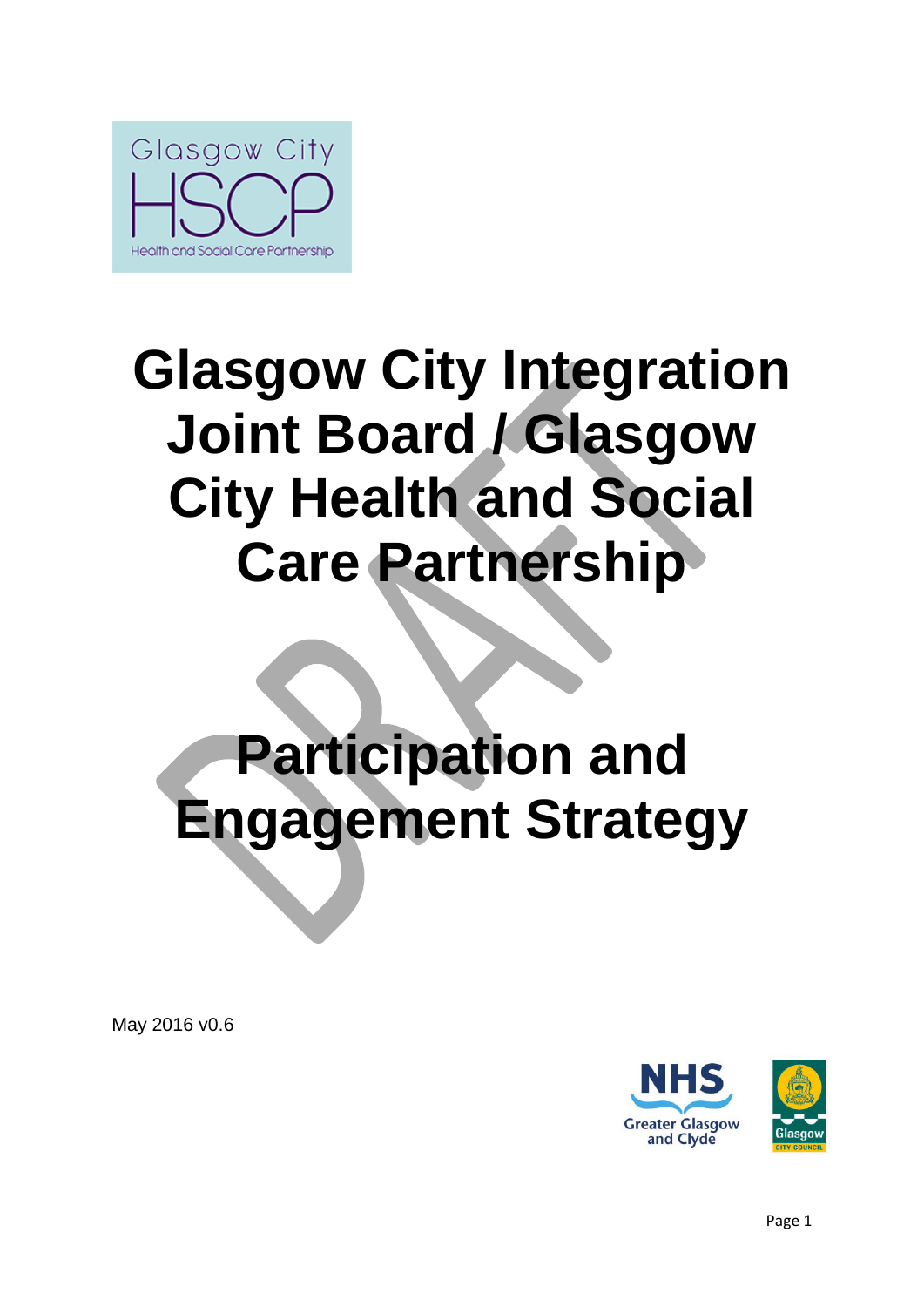# Glasgow City Integration Joint Board / Glasgow City Health and Social Care Partnership

# Participation and Engagement Strategy

May 2016 v0.6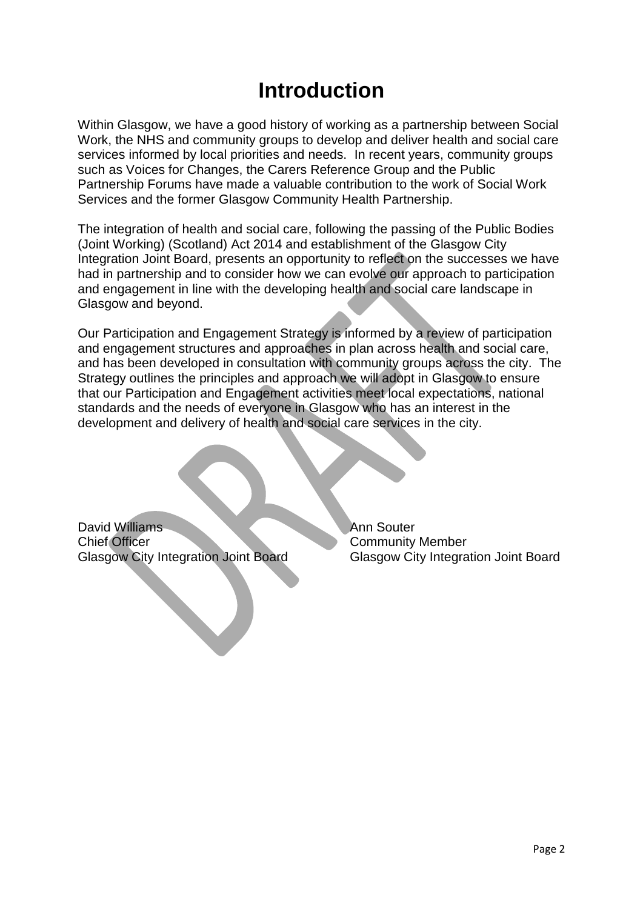# Introduction

Within Glasgow, we have a good history of working as a partnership between Social Work, the NHS and community groups to develop and deliver health and social care services informed by local priorities and needs. In recent years, community groups such as Voices for Changes, the Carers Reference Group and the Public Partnership Forums have made a valuable contribution to the work of Social Work Services and the former Glasgow Community Health Partnership.

The integration of health and social care, following the passing of the Public Bodies (Joint Working) (Scotland) Act 2014 and establishment of the Glasgow City Integration Joint Board, presents an opportunity to reflect on the successes we have had in partnership and to consider how we can evolve our approach to participation and engagement in line with the developing health and social care landscape in Glasgow and beyond.

Our Participation and Engagement Strategy is informed by a review of participation and engagement structures and approaches in plan across health and social care, and has been developed in consultation with community groups across the city. The Strategy outlines the principles and approach we will adopt in Glasgow to ensure that our Participation and Engagement activities meet local expectations, national standards and the needs of everyone in Glasgow who has an interest in the development and delivery of health and social care services in the city.

David Williams
Chief Officer
Glasgow City Integration Joint Board

Ann Souter
Community Member
Glasgow City Integration Joint Board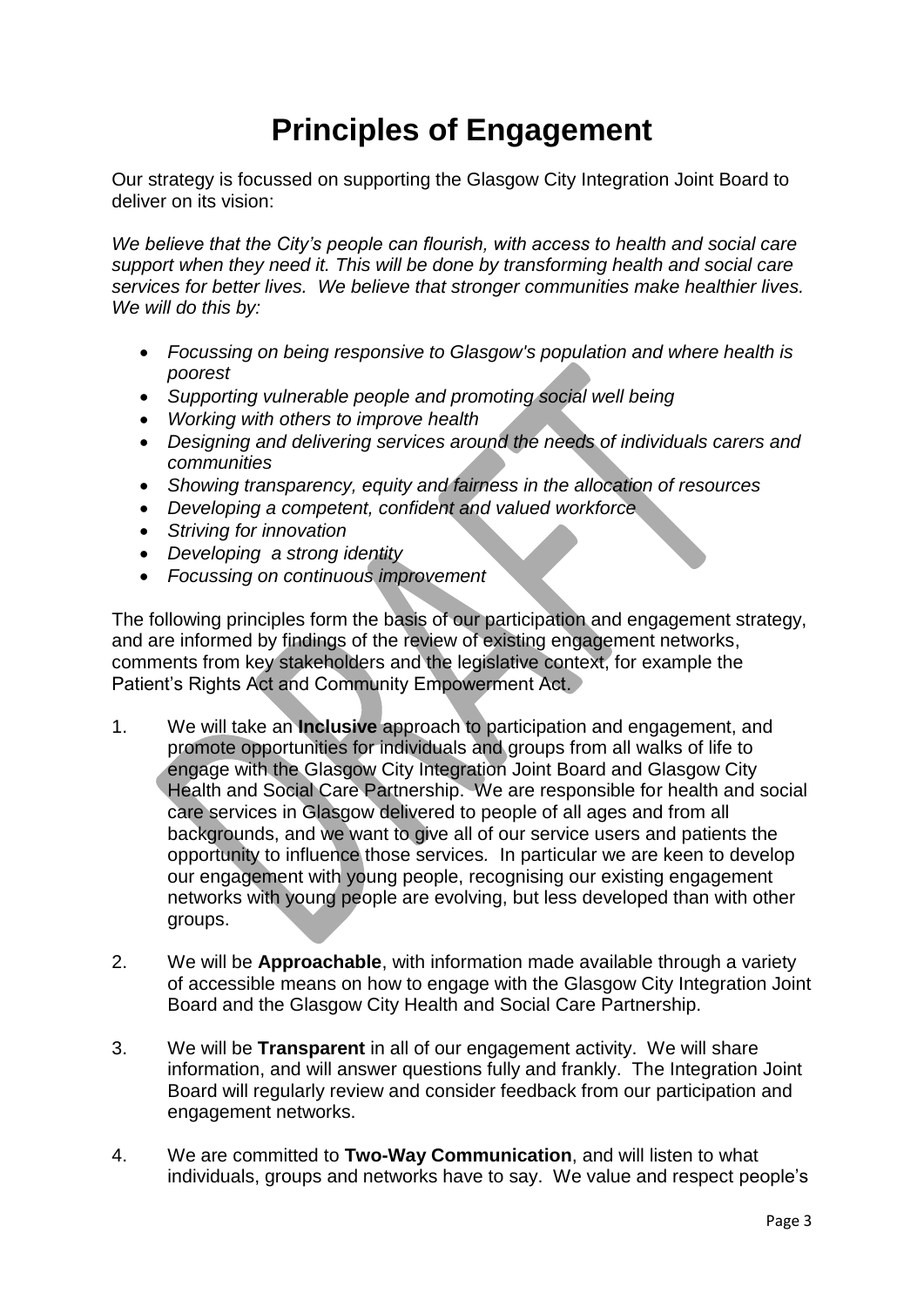# Principles of Engagement

Our strategy is focussed on supporting the Glasgow City Integration Joint Board to deliver on its vision:

*We believe that the City's people can flourish, with access to health and social care support when they need it. This will be done by transforming health and social care services for better lives. We believe that stronger communities make healthier lives. We will do this by:*

- *Focussing on being responsive to Glasgow's population and where health is poorest*
- *Supporting vulnerable people and promoting social well being*
- *Working with others to improve health*
- *Designing and delivering services around the needs of individuals carers and communities*
- *Showing transparency, equity and fairness in the allocation of resources*
- *Developing a competent, confident and valued workforce*
- *Striving for innovation*
- *Developing a strong identity*
- *Focussing on continuous improvement*

The following principles form the basis of our participation and engagement strategy, and are informed by findings of the review of existing engagement networks, comments from key stakeholders and the legislative context, for example the Patient's Rights Act and Community Empowerment Act.

1. We will take an **Inclusive** approach to participation and engagement, and promote opportunities for individuals and groups from all walks of life to engage with the Glasgow City Integration Joint Board and Glasgow City Health and Social Care Partnership. We are responsible for health and social care services in Glasgow delivered to people of all ages and from all backgrounds, and we want to give all of our service users and patients the opportunity to influence those services. In particular we are keen to develop our engagement with young people, recognising our existing engagement networks with young people are evolving, but less developed than with other groups.

2. We will be **Approachable**, with information made available through a variety of accessible means on how to engage with the Glasgow City Integration Joint Board and the Glasgow City Health and Social Care Partnership.

3. We will be **Transparent** in all of our engagement activity. We will share information, and will answer questions fully and frankly. The Integration Joint Board will regularly review and consider feedback from our participation and engagement networks.

4. We are committed to **Two-Way Communication**, and will listen to what individuals, groups and networks have to say. We value and respect people's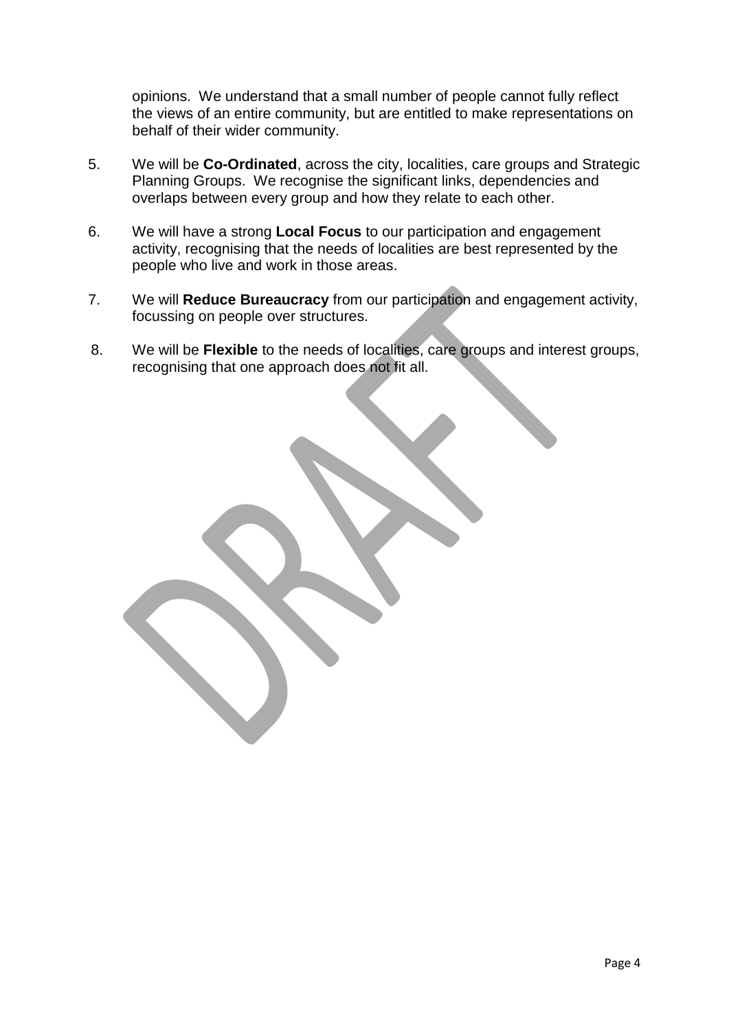opinions. We understand that a small number of people cannot fully reflect the views of an entire community, but are entitled to make representations on behalf of their wider community.

5. We will be **Co-Ordinated**, across the city, localities, care groups and Strategic Planning Groups. We recognise the significant links, dependencies and overlaps between every group and how they relate to each other.

6. We will have a strong **Local Focus** to our participation and engagement activity, recognising that the needs of localities are best represented by the people who live and work in those areas.

7. We will **Reduce Bureaucracy** from our participation and engagement activity, focussing on people over structures.

8. We will be **Flexible** to the needs of localities, care groups and interest groups, recognising that one approach does not fit all.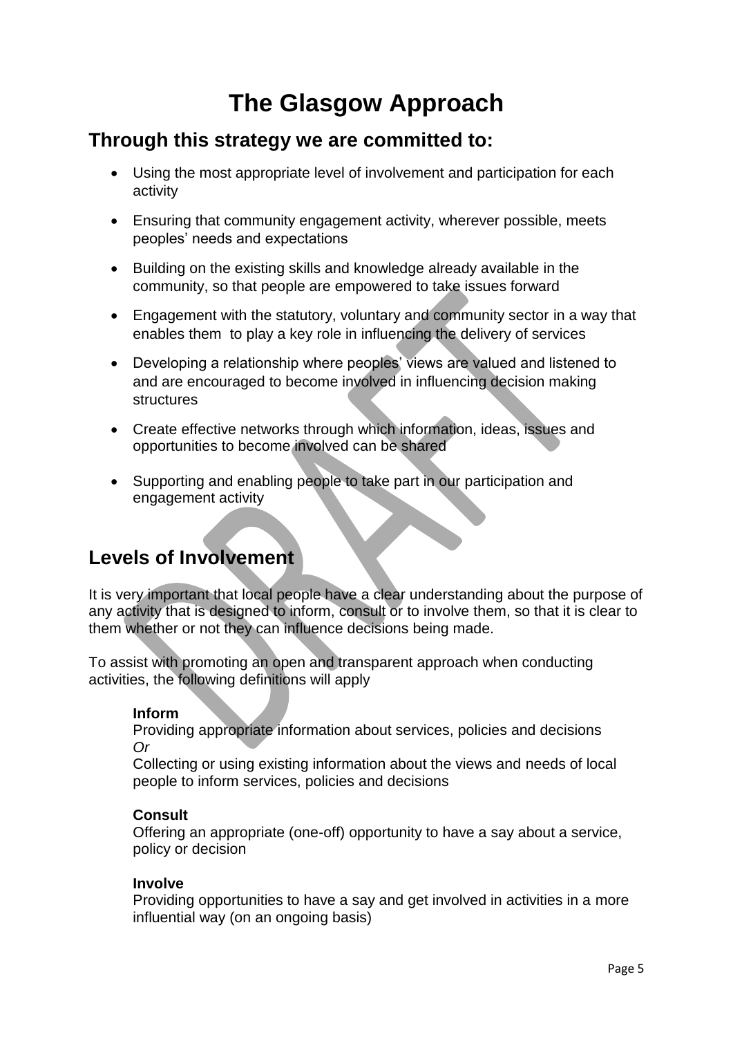# The Glasgow Approach

## Through this strategy we are committed to:

- Using the most appropriate level of involvement and participation for each activity
- Ensuring that community engagement activity, wherever possible, meets peoples' needs and expectations
- Building on the existing skills and knowledge already available in the community, so that people are empowered to take issues forward
- Engagement with the statutory, voluntary and community sector in a way that enables them to play a key role in influencing the delivery of services
- Developing a relationship where peoples' views are valued and listened to and are encouraged to become involved in influencing decision making structures
- Create effective networks through which information, ideas, issues and opportunities to become involved can be shared
- Supporting and enabling people to take part in our participation and engagement activity

## Levels of Involvement

It is very important that local people have a clear understanding about the purpose of any activity that is designed to inform, consult or to involve them, so that it is clear to them whether or not they can influence decisions being made.

To assist with promoting an open and transparent approach when conducting activities, the following definitions will apply

**Inform**
Providing appropriate information about services, policies and decisions
*Or*
Collecting or using existing information about the views and needs of local people to inform services, policies and decisions

**Consult**
Offering an appropriate (one-off) opportunity to have a say about a service, policy or decision

**Involve**
Providing opportunities to have a say and get involved in activities in a more influential way (on an ongoing basis)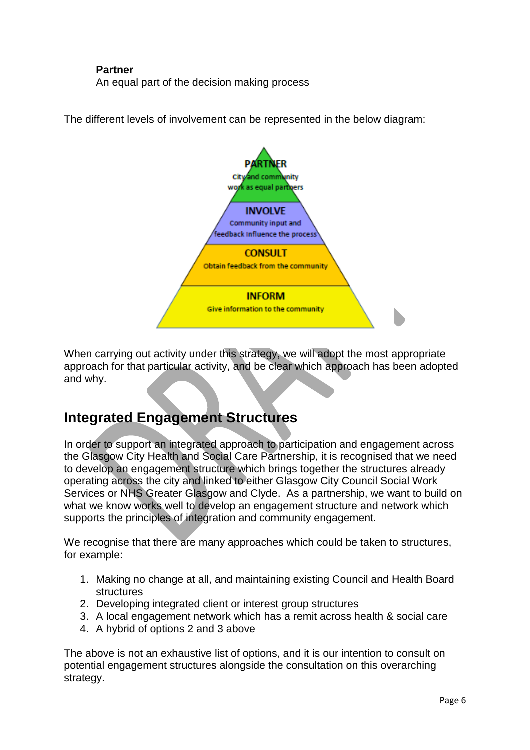**Partner**
An equal part of the decision making process

The different levels of involvement can be represented in the below diagram:

PARTNER
City and community work as equal partners

INVOLVE
Community input and feedback Influence the process

CONSULT
Obtain feedback from the community

INFORM
Give information to the community

When carrying out activity under this strategy, we will adopt the most appropriate approach for that particular activity, and be clear which approach has been adopted and why.

## Integrated Engagement Structures

In order to support an integrated approach to participation and engagement across the Glasgow City Health and Social Care Partnership, it is recognised that we need to develop an engagement structure which brings together the structures already operating across the city and linked to either Glasgow City Council Social Work Services or NHS Greater Glasgow and Clyde. As a partnership, we want to build on what we know works well to develop an engagement structure and network which supports the principles of integration and community engagement.

We recognise that there are many approaches which could be taken to structures, for example:

1. Making no change at all, and maintaining existing Council and Health Board structures
2. Developing integrated client or interest group structures
3. A local engagement network which has a remit across health & social care
4. A hybrid of options 2 and 3 above

The above is not an exhaustive list of options, and it is our intention to consult on potential engagement structures alongside the consultation on this overarching strategy.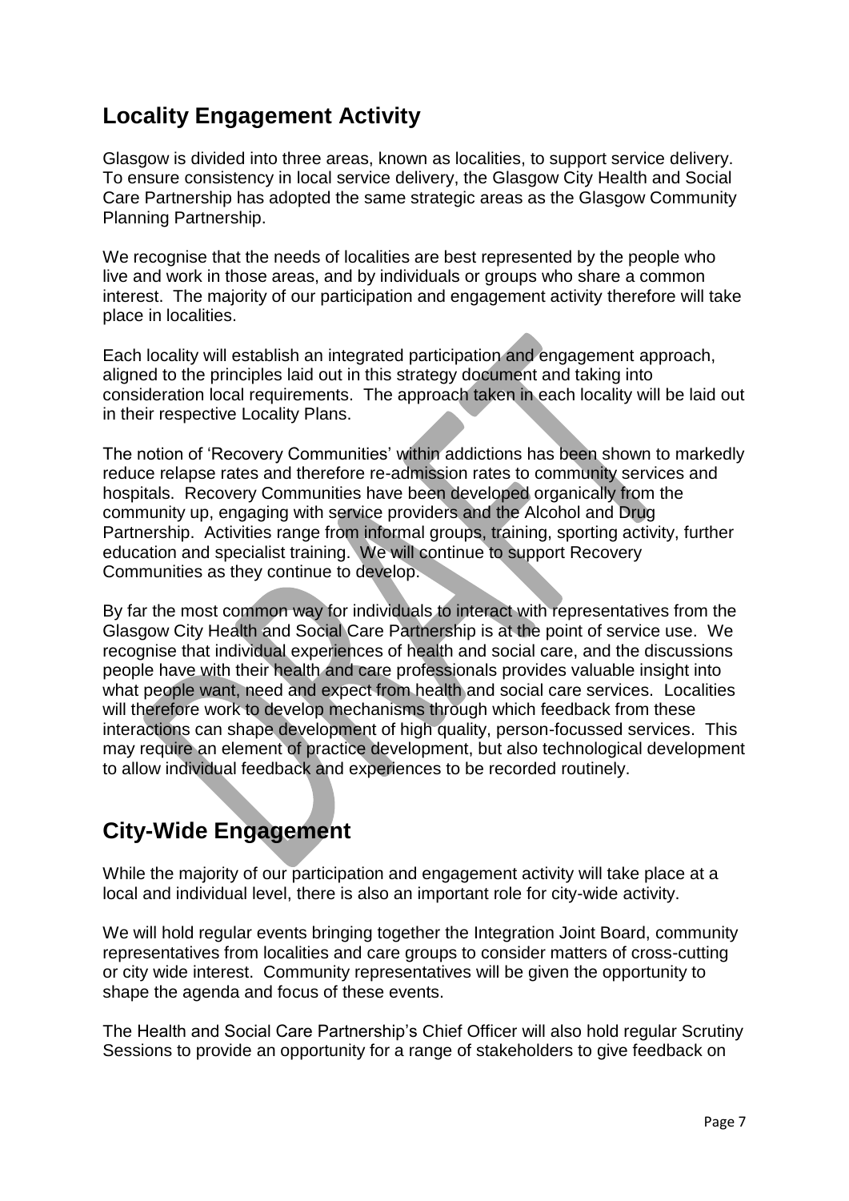## Locality Engagement Activity

Glasgow is divided into three areas, known as localities, to support service delivery. To ensure consistency in local service delivery, the Glasgow City Health and Social Care Partnership has adopted the same strategic areas as the Glasgow Community Planning Partnership.

We recognise that the needs of localities are best represented by the people who live and work in those areas, and by individuals or groups who share a common interest. The majority of our participation and engagement activity therefore will take place in localities.

Each locality will establish an integrated participation and engagement approach, aligned to the principles laid out in this strategy document and taking into consideration local requirements. The approach taken in each locality will be laid out in their respective Locality Plans.

The notion of 'Recovery Communities' within addictions has been shown to markedly reduce relapse rates and therefore re-admission rates to community services and hospitals. Recovery Communities have been developed organically from the community up, engaging with service providers and the Alcohol and Drug Partnership. Activities range from informal groups, training, sporting activity, further education and specialist training. We will continue to support Recovery Communities as they continue to develop.

By far the most common way for individuals to interact with representatives from the Glasgow City Health and Social Care Partnership is at the point of service use. We recognise that individual experiences of health and social care, and the discussions people have with their health and care professionals provides valuable insight into what people want, need and expect from health and social care services. Localities will therefore work to develop mechanisms through which feedback from these interactions can shape development of high quality, person-focussed services. This may require an element of practice development, but also technological development to allow individual feedback and experiences to be recorded routinely.

## City-Wide Engagement

While the majority of our participation and engagement activity will take place at a local and individual level, there is also an important role for city-wide activity.

We will hold regular events bringing together the Integration Joint Board, community representatives from localities and care groups to consider matters of cross-cutting or city wide interest. Community representatives will be given the opportunity to shape the agenda and focus of these events.

The Health and Social Care Partnership's Chief Officer will also hold regular Scrutiny Sessions to provide an opportunity for a range of stakeholders to give feedback on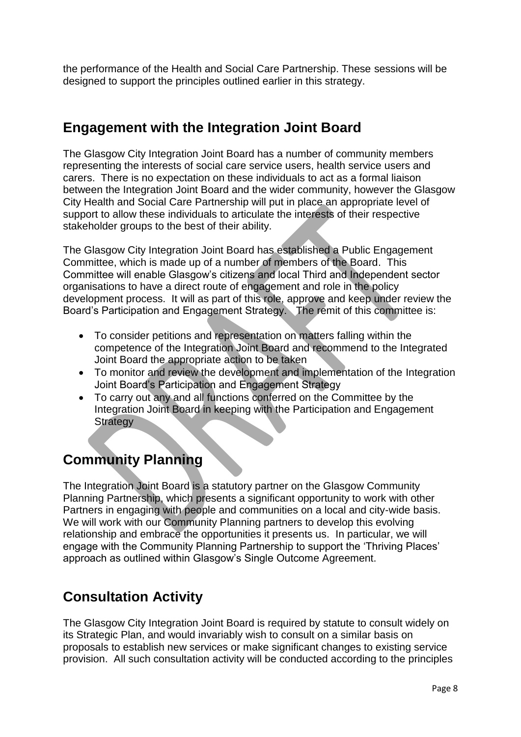the performance of the Health and Social Care Partnership. These sessions will be designed to support the principles outlined earlier in this strategy.

## Engagement with the Integration Joint Board

The Glasgow City Integration Joint Board has a number of community members representing the interests of social care service users, health service users and carers. There is no expectation on these individuals to act as a formal liaison between the Integration Joint Board and the wider community, however the Glasgow City Health and Social Care Partnership will put in place an appropriate level of support to allow these individuals to articulate the interests of their respective stakeholder groups to the best of their ability.

The Glasgow City Integration Joint Board has established a Public Engagement Committee, which is made up of a number of members of the Board. This Committee will enable Glasgow's citizens and local Third and Independent sector organisations to have a direct route of engagement and role in the policy development process. It will as part of this role, approve and keep under review the Board's Participation and Engagement Strategy. The remit of this committee is:

- To consider petitions and representation on matters falling within the competence of the Integration Joint Board and recommend to the Integrated Joint Board the appropriate action to be taken
- To monitor and review the development and implementation of the Integration Joint Board's Participation and Engagement Strategy
- To carry out any and all functions conferred on the Committee by the Integration Joint Board in keeping with the Participation and Engagement Strategy

## Community Planning

The Integration Joint Board is a statutory partner on the Glasgow Community Planning Partnership, which presents a significant opportunity to work with other Partners in engaging with people and communities on a local and city-wide basis. We will work with our Community Planning partners to develop this evolving relationship and embrace the opportunities it presents us. In particular, we will engage with the Community Planning Partnership to support the 'Thriving Places' approach as outlined within Glasgow's Single Outcome Agreement.

## Consultation Activity

The Glasgow City Integration Joint Board is required by statute to consult widely on its Strategic Plan, and would invariably wish to consult on a similar basis on proposals to establish new services or make significant changes to existing service provision. All such consultation activity will be conducted according to the principles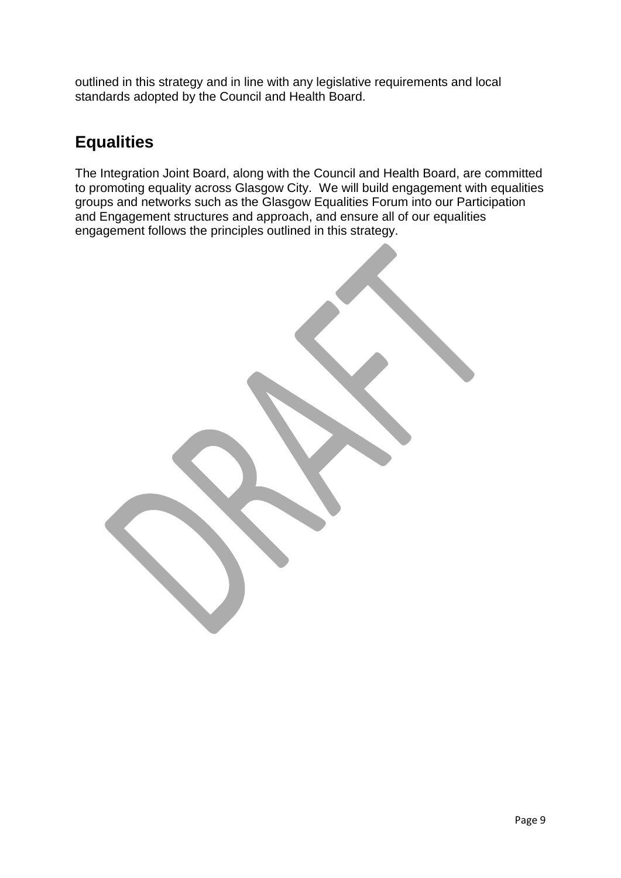outlined in this strategy and in line with any legislative requirements and local standards adopted by the Council and Health Board.

## Equalities

The Integration Joint Board, along with the Council and Health Board, are committed to promoting equality across Glasgow City. We will build engagement with equalities groups and networks such as the Glasgow Equalities Forum into our Participation and Engagement structures and approach, and ensure all of our equalities engagement follows the principles outlined in this strategy.